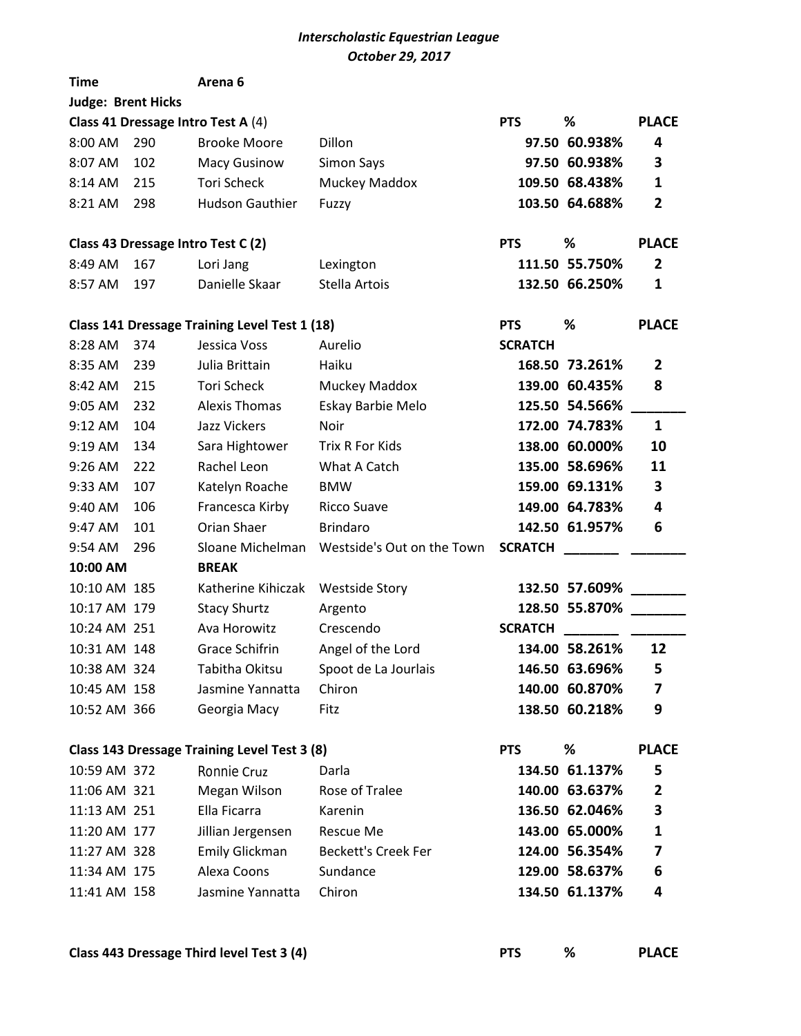*Interscholastic Equestrian League*

*October 29, 2017*

**Time** **Arena 6**

**Judge: Brent Hicks**

| **Class 41 Dressage Intro Test A** (4) | | | | **PTS** | **%** | **PLACE** |
|---|---|---|---|---|---|---|
| 8:00 AM | 290 | Brooke Moore | Dillon | **97.50** | **60.938%** | **4** |
| 8:07 AM | 102 | Macy Gusinow | Simon Says | **97.50** | **60.938%** | **3** |
| 8:14 AM | 215 | Tori Scheck | Muckey Maddox | **109.50** | **68.438%** | **1** |
| 8:21 AM | 298 | Hudson Gauthier | Fuzzy | **103.50** | **64.688%** | **2** |

| **Class 43 Dressage Intro Test C (2)** | | | | **PTS** | **%** | **PLACE** |
|---|---|---|---|---|---|---|
| 8:49 AM | 167 | Lori Jang | Lexington | **111.50** | **55.750%** | **2** |
| 8:57 AM | 197 | Danielle Skaar | Stella Artois | **132.50** | **66.250%** | **1** |

| **Class 141 Dressage Training Level Test 1 (18)** | | | | **PTS** | **%** | **PLACE** |
|---|---|---|---|---|---|---|
| 8:28 AM | 374 | Jessica Voss | Aurelio | **SCRATCH** | | |
| 8:35 AM | 239 | Julia Brittain | Haiku | **168.50** | **73.261%** | **2** |
| 8:42 AM | 215 | Tori Scheck | Muckey Maddox | **139.00** | **60.435%** | **8** |
| 9:05 AM | 232 | Alexis Thomas | Eskay Barbie Melo | **125.50** | **54.566%** | _______ |
| 9:12 AM | 104 | Jazz Vickers | Noir | **172.00** | **74.783%** | **1** |
| 9:19 AM | 134 | Sara Hightower | Trix R For Kids | **138.00** | **60.000%** | **10** |
| 9:26 AM | 222 | Rachel Leon | What A Catch | **135.00** | **58.696%** | **11** |
| 9:33 AM | 107 | Katelyn Roache | BMW | **159.00** | **69.131%** | **3** |
| 9:40 AM | 106 | Francesca Kirby | Ricco Suave | **149.00** | **64.783%** | **4** |
| 9:47 AM | 101 | Orian Shaer | Brindaro | **142.50** | **61.957%** | **6** |
| 9:54 AM | 296 | Sloane Michelman | Westside's Out on the Town | **SCRATCH** | _______ | _______ |
| **10:00 AM** | | **BREAK** | | | | |
| 10:10 AM | 185 | Katherine Kihiczak | Westside Story | **132.50** | **57.609%** | _______ |
| 10:17 AM | 179 | Stacy Shurtz | Argento | **128.50** | **55.870%** | _______ |
| 10:24 AM | 251 | Ava Horowitz | Crescendo | **SCRATCH** | _______ | _______ |
| 10:31 AM | 148 | Grace Schifrin | Angel of the Lord | **134.00** | **58.261%** | **12** |
| 10:38 AM | 324 | Tabitha Okitsu | Spoot de La Jourlais | **146.50** | **63.696%** | **5** |
| 10:45 AM | 158 | Jasmine Yannatta | Chiron | **140.00** | **60.870%** | **7** |
| 10:52 AM | 366 | Georgia Macy | Fitz | **138.50** | **60.218%** | **9** |

| **Class 143 Dressage Training Level Test 3 (8)** | | | | **PTS** | **%** | **PLACE** |
|---|---|---|---|---|---|---|
| 10:59 AM | 372 | Ronnie Cruz | Darla | **134.50** | **61.137%** | **5** |
| 11:06 AM | 321 | Megan Wilson | Rose of Tralee | **140.00** | **63.637%** | **2** |
| 11:13 AM | 251 | Ella Ficarra | Karenin | **136.50** | **62.046%** | **3** |
| 11:20 AM | 177 | Jillian Jergensen | Rescue Me | **143.00** | **65.000%** | **1** |
| 11:27 AM | 328 | Emily Glickman | Beckett's Creek Fer | **124.00** | **56.354%** | **7** |
| 11:34 AM | 175 | Alexa Coons | Sundance | **129.00** | **58.637%** | **6** |
| 11:41 AM | 158 | Jasmine Yannatta | Chiron | **134.50** | **61.137%** | **4** |

| **Class 443 Dressage Third level Test 3 (4)** | | | | **PTS** | **%** | **PLACE** |
|---|---|---|---|---|---|---|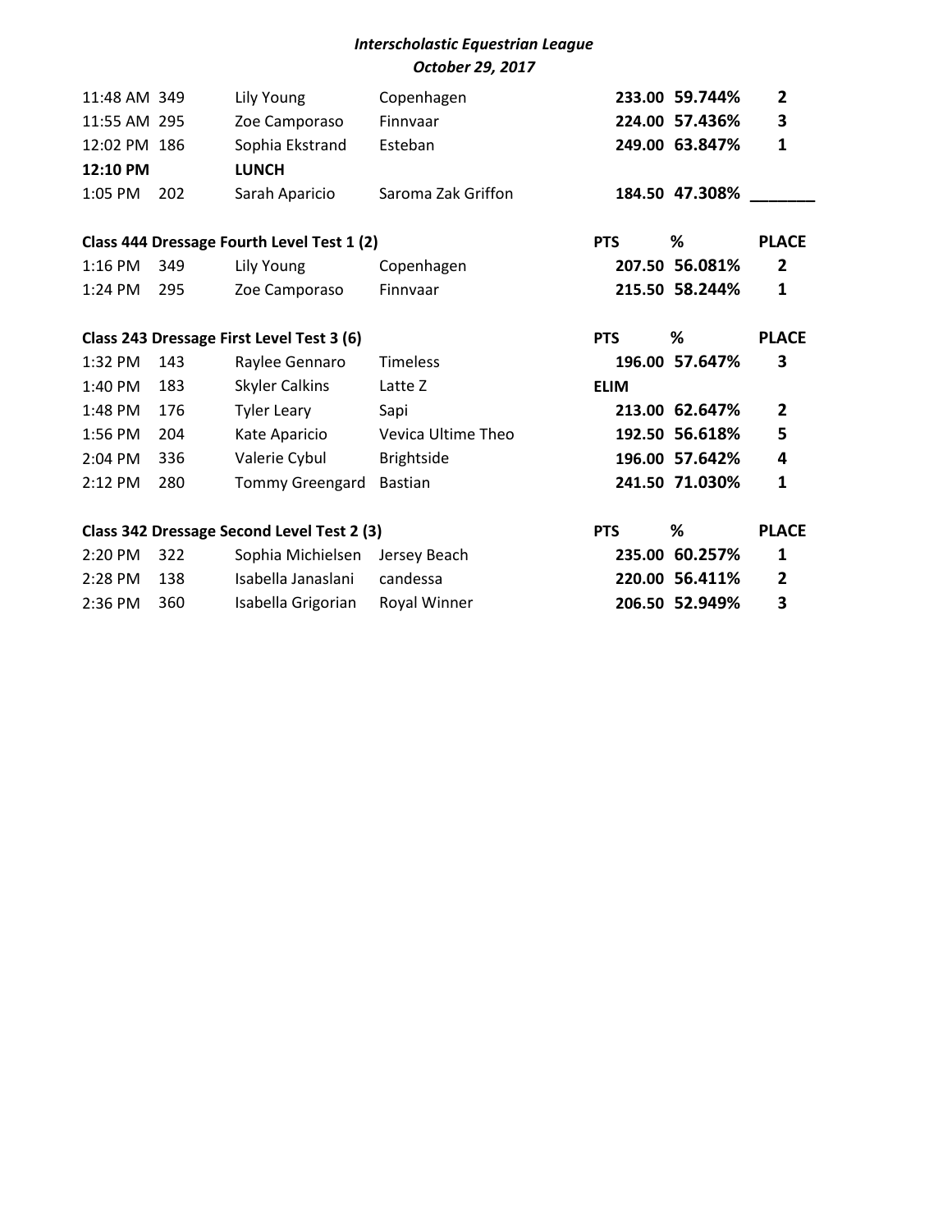*Interscholastic Equestrian League*
*October 29, 2017*

| | | | | | | |
|---|---|---|---|---|---|---|
| 11:48 AM | 349 | Lily Young | Copenhagen | **233.00** | **59.744%** | **2** |
| 11:55 AM | 295 | Zoe Camporaso | Finnvaar | **224.00** | **57.436%** | **3** |
| 12:02 PM | 186 | Sophia Ekstrand | Esteban | **249.00** | **63.847%** | **1** |
| **12:10 PM** | | **LUNCH** | | | | |
| 1:05 PM | 202 | Sarah Aparicio | Saroma Zak Griffon | **184.50** | **47.308%** | **_______** |

**Class 444 Dressage Fourth Level Test 1 (2)**

| | | | | PTS | % | PLACE |
|---|---|---|---|---|---|---|
| 1:16 PM | 349 | Lily Young | Copenhagen | **207.50** | **56.081%** | **2** |
| 1:24 PM | 295 | Zoe Camporaso | Finnvaar | **215.50** | **58.244%** | **1** |

**Class 243 Dressage First Level Test 3 (6)**

| | | | | PTS | % | PLACE |
|---|---|---|---|---|---|---|
| 1:32 PM | 143 | Raylee Gennaro | Timeless | **196.00** | **57.647%** | **3** |
| 1:40 PM | 183 | Skyler Calkins | Latte Z | **ELIM** | | |
| 1:48 PM | 176 | Tyler Leary | Sapi | **213.00** | **62.647%** | **2** |
| 1:56 PM | 204 | Kate Aparicio | Vevica Ultime Theo | **192.50** | **56.618%** | **5** |
| 2:04 PM | 336 | Valerie Cybul | Brightside | **196.00** | **57.642%** | **4** |
| 2:12 PM | 280 | Tommy Greengard | Bastian | **241.50** | **71.030%** | **1** |

**Class 342 Dressage Second Level Test 2 (3)**

| | | | | PTS | % | PLACE |
|---|---|---|---|---|---|---|
| 2:20 PM | 322 | Sophia Michielsen | Jersey Beach | **235.00** | **60.257%** | **1** |
| 2:28 PM | 138 | Isabella Janaslani | candessa | **220.00** | **56.411%** | **2** |
| 2:36 PM | 360 | Isabella Grigorian | Royal Winner | **206.50** | **52.949%** | **3** |